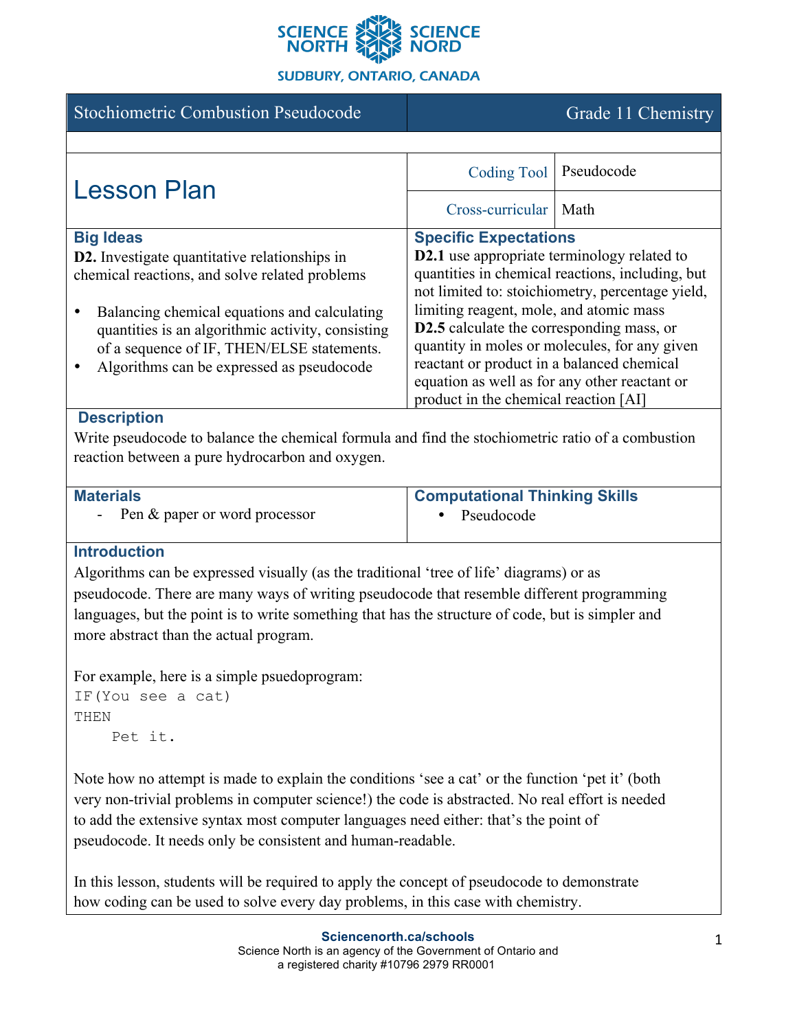SCIENCE NORTH | SCIENCE NORD

SUDBURY, ONTARIO, CANADA

| Stochiometric Combustion Pseudocode | Grade 11 Chemistry |
|---|---|

# Lesson Plan

| | |
|---|---|
| Coding Tool | Pseudocode |
| Cross-curricular | Math |

## Big Ideas

**D2.** Investigate quantitative relationships in chemical reactions, and solve related problems

- Balancing chemical equations and calculating quantities is an algorithmic activity, consisting of a sequence of IF, THEN/ELSE statements.
- Algorithms can be expressed as pseudocode

## Specific Expectations

**D2.1** use appropriate terminology related to quantities in chemical reactions, including, but not limited to: stoichiometry, percentage yield, limiting reagent, mole, and atomic mass

**D2.5** calculate the corresponding mass, or quantity in moles or molecules, for any given reactant or product in a balanced chemical equation as well as for any other reactant or product in the chemical reaction [AI]

## Description

Write pseudocode to balance the chemical formula and find the stochiometric ratio of a combustion reaction between a pure hydrocarbon and oxygen.

## Materials

- Pen & paper or word processor

## Computational Thinking Skills

- Pseudocode

## Introduction

Algorithms can be expressed visually (as the traditional 'tree of life' diagrams) or as pseudocode. There are many ways of writing pseudocode that resemble different programming languages, but the point is to write something that has the structure of code, but is simpler and more abstract than the actual program.

For example, here is a simple psuedoprogram:

```
IF(You see a cat)
THEN
    Pet it.
```

Note how no attempt is made to explain the conditions 'see a cat' or the function 'pet it' (both very non-trivial problems in computer science!) the code is abstracted. No real effort is needed to add the extensive syntax most computer languages need either: that's the point of pseudocode. It needs only be consistent and human-readable.

In this lesson, students will be required to apply the concept of pseudocode to demonstrate how coding can be used to solve every day problems, in this case with chemistry.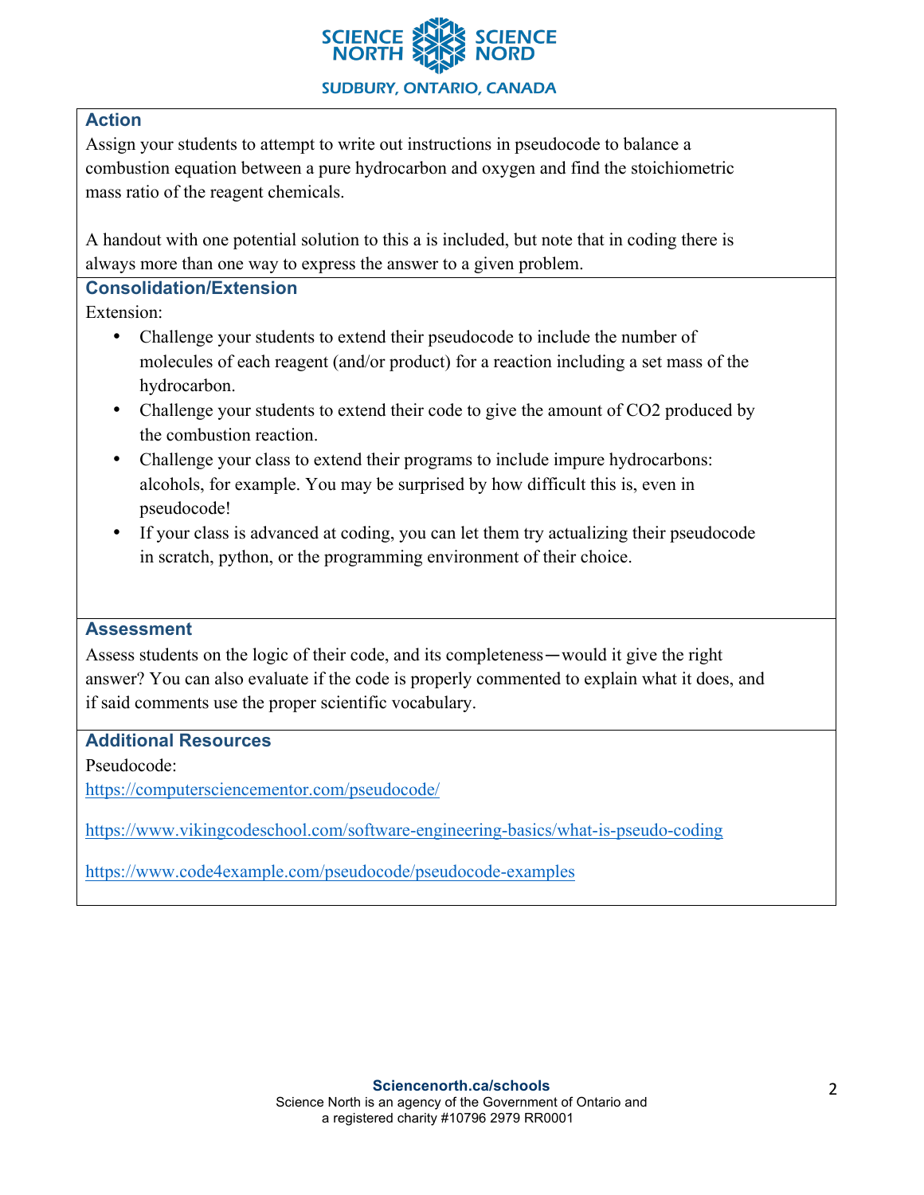## Action

Assign your students to attempt to write out instructions in pseudocode to balance a combustion equation between a pure hydrocarbon and oxygen and find the stoichiometric mass ratio of the reagent chemicals.

A handout with one potential solution to this a is included, but note that in coding there is always more than one way to express the answer to a given problem.

## Consolidation/Extension

Extension:

- Challenge your students to extend their pseudocode to include the number of molecules of each reagent (and/or product) for a reaction including a set mass of the hydrocarbon.
- Challenge your students to extend their code to give the amount of $CO_2$ produced by the combustion reaction.
- Challenge your class to extend their programs to include impure hydrocarbons: alcohols, for example. You may be surprised by how difficult this is, even in pseudocode!
- If your class is advanced at coding, you can let them try actualizing their pseudocode in scratch, python, or the programming environment of their choice.

## Assessment

Assess students on the logic of their code, and its completeness—would it give the right answer? You can also evaluate if the code is properly commented to explain what it does, and if said comments use the proper scientific vocabulary.

## Additional Resources

Pseudocode:

https://computersciencementor.com/pseudocode/

https://www.vikingcodeschool.com/software-engineering-basics/what-is-pseudo-coding

https://www.code4example.com/pseudocode/pseudocode-examples